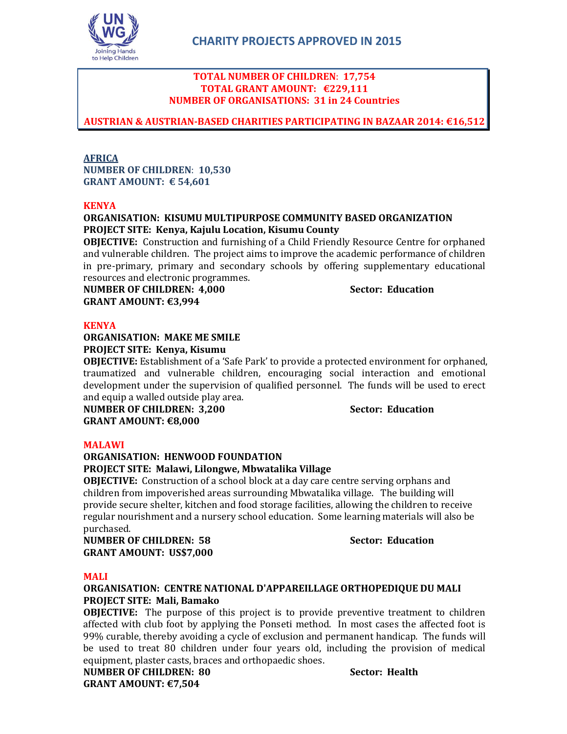# CHARITY PROJECTS APPROVED IN 2015

**TOTAL NUMBER OF CHILDREN: 17,754**
**TOTAL GRANT AMOUNT: €229,111**
**NUMBER OF ORGANISATIONS: 31 in 24 Countries**

**AUSTRIAN & AUSTRIAN-BASED CHARITIES PARTICIPATING IN BAZAAR 2014: €16,512**

## AFRICA

**NUMBER OF CHILDREN: 10,530**
**GRANT AMOUNT: € 54,601**

### KENYA

**ORGANISATION: KISUMU MULTIPURPOSE COMMUNITY BASED ORGANIZATION**
**PROJECT SITE: Kenya, Kajulu Location, Kisumu County**

**OBJECTIVE:** Construction and furnishing of a Child Friendly Resource Centre for orphaned and vulnerable children. The project aims to improve the academic performance of children in pre-primary, primary and secondary schools by offering supplementary educational resources and electronic programmes.

**NUMBER OF CHILDREN: 4,000** **Sector: Education**
**GRANT AMOUNT: €3,994**

### KENYA

**ORGANISATION: MAKE ME SMILE**
**PROJECT SITE: Kenya, Kisumu**

**OBJECTIVE:** Establishment of a 'Safe Park' to provide a protected environment for orphaned, traumatized and vulnerable children, encouraging social interaction and emotional development under the supervision of qualified personnel. The funds will be used to erect and equip a walled outside play area.

**NUMBER OF CHILDREN: 3,200** **Sector: Education**
**GRANT AMOUNT: €8,000**

### MALAWI

**ORGANISATION: HENWOOD FOUNDATION**
**PROJECT SITE: Malawi, Lilongwe, Mbwatalika Village**

**OBJECTIVE:** Construction of a school block at a day care centre serving orphans and children from impoverished areas surrounding Mbwatalika village. The building will provide secure shelter, kitchen and food storage facilities, allowing the children to receive regular nourishment and a nursery school education. Some learning materials will also be purchased.

**NUMBER OF CHILDREN: 58** **Sector: Education**
**GRANT AMOUNT: US$7,000**

### MALI

**ORGANISATION: CENTRE NATIONAL D'APPAREILLAGE ORTHOPEDIQUE DU MALI**
**PROJECT SITE: Mali, Bamako**

**OBJECTIVE:** The purpose of this project is to provide preventive treatment to children affected with club foot by applying the Ponseti method. In most cases the affected foot is 99% curable, thereby avoiding a cycle of exclusion and permanent handicap. The funds will be used to treat 80 children under four years old, including the provision of medical equipment, plaster casts, braces and orthopaedic shoes.

**NUMBER OF CHILDREN: 80** **Sector: Health**
**GRANT AMOUNT: €7,504**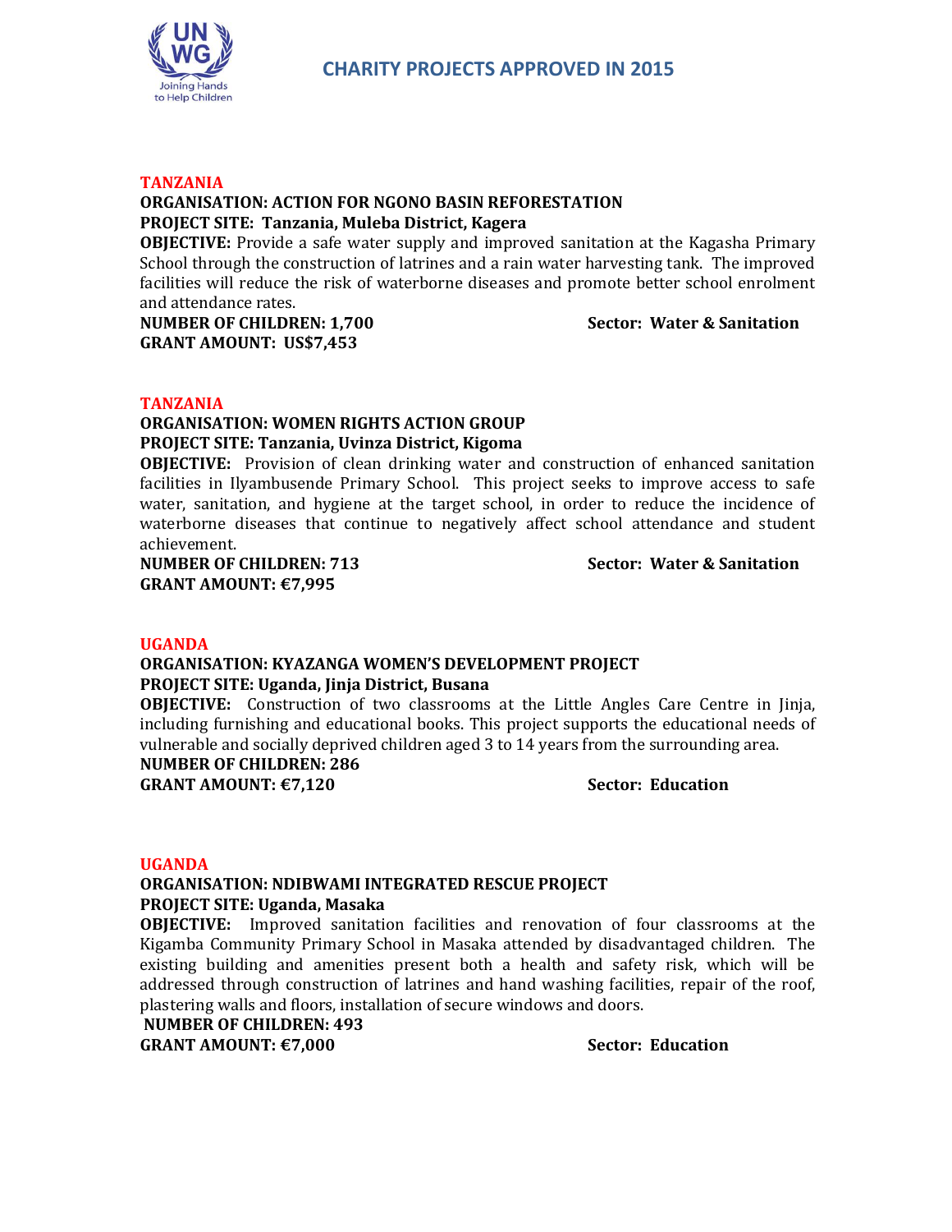# CHARITY PROJECTS APPROVED IN 2015

## TANZANIA

**ORGANISATION: ACTION FOR NGONO BASIN REFORESTATION**
**PROJECT SITE: Tanzania, Muleba District, Kagera**

**OBJECTIVE:** Provide a safe water supply and improved sanitation at the Kagasha Primary School through the construction of latrines and a rain water harvesting tank. The improved facilities will reduce the risk of waterborne diseases and promote better school enrolment and attendance rates.

**NUMBER OF CHILDREN: 1,700** **Sector: Water & Sanitation**
**GRANT AMOUNT: US$7,453**

## TANZANIA

**ORGANISATION: WOMEN RIGHTS ACTION GROUP**
**PROJECT SITE: Tanzania, Uvinza District, Kigoma**

**OBJECTIVE:** Provision of clean drinking water and construction of enhanced sanitation facilities in Ilyambusende Primary School. This project seeks to improve access to safe water, sanitation, and hygiene at the target school, in order to reduce the incidence of waterborne diseases that continue to negatively affect school attendance and student achievement.

**NUMBER OF CHILDREN: 713** **Sector: Water & Sanitation**
**GRANT AMOUNT: €7,995**

## UGANDA

**ORGANISATION: KYAZANGA WOMEN'S DEVELOPMENT PROJECT**
**PROJECT SITE: Uganda, Jinja District, Busana**

**OBJECTIVE:** Construction of two classrooms at the Little Angles Care Centre in Jinja, including furnishing and educational books. This project supports the educational needs of vulnerable and socially deprived children aged 3 to 14 years from the surrounding area.

**NUMBER OF CHILDREN: 286**
**GRANT AMOUNT: €7,120** **Sector: Education**

## UGANDA

**ORGANISATION: NDIBWAMI INTEGRATED RESCUE PROJECT**
**PROJECT SITE: Uganda, Masaka**

**OBJECTIVE:** Improved sanitation facilities and renovation of four classrooms at the Kigamba Community Primary School in Masaka attended by disadvantaged children. The existing building and amenities present both a health and safety risk, which will be addressed through construction of latrines and hand washing facilities, repair of the roof, plastering walls and floors, installation of secure windows and doors.

**NUMBER OF CHILDREN: 493**
**GRANT AMOUNT: €7,000** **Sector: Education**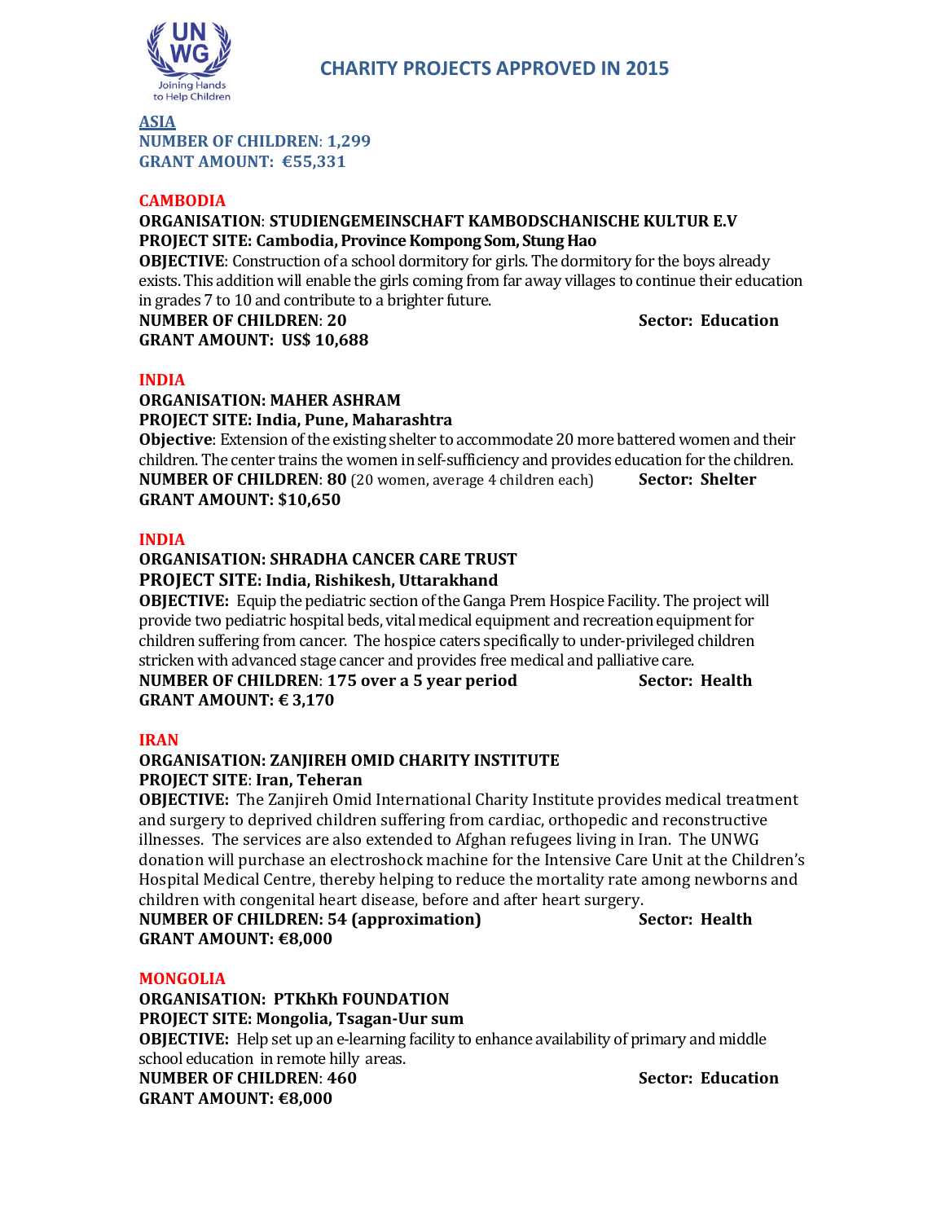# CHARITY PROJECTS APPROVED IN 2015

## ASIA

**NUMBER OF CHILDREN: 1,299**
**GRANT AMOUNT: €55,331**

### CAMBODIA

**ORGANISATION: STUDIENGEMEINSCHAFT KAMBODSCHANISCHE KULTUR E.V**
**PROJECT SITE: Cambodia, Province Kompong Som, Stung Hao**
**OBJECTIVE**: Construction of a school dormitory for girls. The dormitory for the boys already exists. This addition will enable the girls coming from far away villages to continue their education in grades 7 to 10 and contribute to a brighter future.
**NUMBER OF CHILDREN: 20** **Sector: Education**
**GRANT AMOUNT: US$ 10,688**

### INDIA

**ORGANISATION: MAHER ASHRAM**
**PROJECT SITE: India, Pune, Maharashtra**
**Objective**: Extension of the existing shelter to accommodate 20 more battered women and their children. The center trains the women in self-sufficiency and provides education for the children.
**NUMBER OF CHILDREN: 80** (20 women, average 4 children each) **Sector: Shelter**
**GRANT AMOUNT: $10,650**

### INDIA

**ORGANISATION: SHRADHA CANCER CARE TRUST**
**PROJECT SITE: India, Rishikesh, Uttarakhand**
**OBJECTIVE:** Equip the pediatric section of the Ganga Prem Hospice Facility. The project will provide two pediatric hospital beds, vital medical equipment and recreation equipment for children suffering from cancer. The hospice caters specifically to under-privileged children stricken with advanced stage cancer and provides free medical and palliative care.
**NUMBER OF CHILDREN: 175 over a 5 year period** **Sector: Health**
**GRANT AMOUNT: € 3,170**

### IRAN

**ORGANISATION: ZANJIREH OMID CHARITY INSTITUTE**
**PROJECT SITE: Iran, Teheran**
**OBJECTIVE:** The Zanjireh Omid International Charity Institute provides medical treatment and surgery to deprived children suffering from cardiac, orthopedic and reconstructive illnesses. The services are also extended to Afghan refugees living in Iran. The UNWG donation will purchase an electroshock machine for the Intensive Care Unit at the Children's Hospital Medical Centre, thereby helping to reduce the mortality rate among newborns and children with congenital heart disease, before and after heart surgery.
**NUMBER OF CHILDREN: 54 (approximation)** **Sector: Health**
**GRANT AMOUNT: €8,000**

### MONGOLIA

**ORGANISATION: PTKhKh FOUNDATION**
**PROJECT SITE: Mongolia, Tsagan-Uur sum**
**OBJECTIVE:** Help set up an e-learning facility to enhance availability of primary and middle school education in remote hilly areas.
**NUMBER OF CHILDREN: 460** **Sector: Education**
**GRANT AMOUNT: €8,000**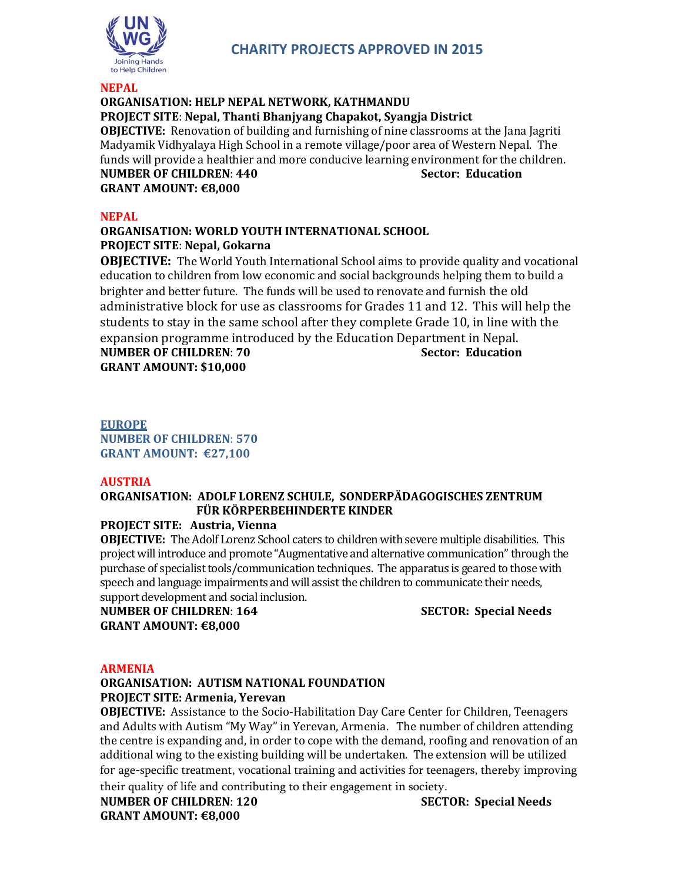# CHARITY PROJECTS APPROVED IN 2015

## NEPAL

**ORGANISATION: HELP NEPAL NETWORK, KATHMANDU**
**PROJECT SITE**: **Nepal, Thanti Bhanjyang Chapakot, Syangja District**
**OBJECTIVE:** Renovation of building and furnishing of nine classrooms at the Jana Jagriti Madyamik Vidhyalaya High School in a remote village/poor area of Western Nepal. The funds will provide a healthier and more conducive learning environment for the children.
**NUMBER OF CHILDREN**: **440** **Sector: Education**
**GRANT AMOUNT: €8,000**

## NEPAL

**ORGANISATION: WORLD YOUTH INTERNATIONAL SCHOOL**
**PROJECT SITE**: **Nepal, Gokarna**
**OBJECTIVE:** The World Youth International School aims to provide quality and vocational education to children from low economic and social backgrounds helping them to build a brighter and better future. The funds will be used to renovate and furnish the old administrative block for use as classrooms for Grades 11 and 12. This will help the students to stay in the same school after they complete Grade 10, in line with the expansion programme introduced by the Education Department in Nepal.
**NUMBER OF CHILDREN**: **70** **Sector: Education**
**GRANT AMOUNT: $10,000**

## EUROPE

**NUMBER OF CHILDREN**: **570**
**GRANT AMOUNT: €27,100**

## AUSTRIA

**ORGANISATION: ADOLF LORENZ SCHULE, SONDERPÄDAGOGISCHES ZENTRUM FÜR KÖRPERBEHINDERTE KINDER**
**PROJECT SITE: Austria, Vienna**
**OBJECTIVE:** The Adolf Lorenz School caters to children with severe multiple disabilities. This project will introduce and promote "Augmentative and alternative communication" through the purchase of specialist tools/communication techniques. The apparatus is geared to those with speech and language impairments and will assist the children to communicate their needs, support development and social inclusion.
**NUMBER OF CHILDREN**: **164** **SECTOR: Special Needs**
**GRANT AMOUNT: €8,000**

## ARMENIA

**ORGANISATION: AUTISM NATIONAL FOUNDATION**
**PROJECT SITE: Armenia, Yerevan**
**OBJECTIVE:** Assistance to the Socio-Habilitation Day Care Center for Children, Teenagers and Adults with Autism "My Way" in Yerevan, Armenia. The number of children attending the centre is expanding and, in order to cope with the demand, roofing and renovation of an additional wing to the existing building will be undertaken. The extension will be utilized for age-specific treatment, vocational training and activities for teenagers, thereby improving their quality of life and contributing to their engagement in society.
**NUMBER OF CHILDREN**: **120** **SECTOR: Special Needs**
**GRANT AMOUNT: €8,000**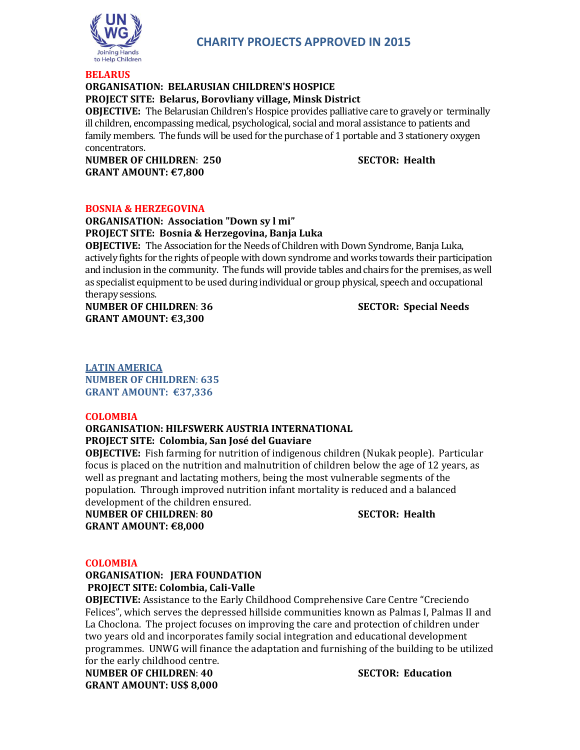# CHARITY PROJECTS APPROVED IN 2015

## BELARUS

**ORGANISATION: BELARUSIAN CHILDREN'S HOSPICE**
**PROJECT SITE: Belarus, Borovliany village, Minsk District**
**OBJECTIVE:** The Belarusian Children's Hospice provides palliative care to gravely or terminally ill children, encompassing medical, psychological, social and moral assistance to patients and family members. The funds will be used for the purchase of 1 portable and 3 stationery oxygen concentrators.
**NUMBER OF CHILDREN**: **250** **SECTOR: Health**
**GRANT AMOUNT: €7,800**

## BOSNIA & HERZEGOVINA

**ORGANISATION: Association "Down sy l mi"**
**PROJECT SITE: Bosnia & Herzegovina, Banja Luka**
**OBJECTIVE:** The Association for the Needs of Children with Down Syndrome, Banja Luka, actively fights for the rights of people with down syndrome and works towards their participation and inclusion in the community. The funds will provide tables and chairs for the premises, as well as specialist equipment to be used during individual or group physical, speech and occupational therapy sessions.
**NUMBER OF CHILDREN**: **36** **SECTOR: Special Needs**
**GRANT AMOUNT: €3,300**

## LATIN AMERICA

**NUMBER OF CHILDREN**: **635**
**GRANT AMOUNT: €37,336**

## COLOMBIA

**ORGANISATION: HILFSWERK AUSTRIA INTERNATIONAL**
**PROJECT SITE: Colombia, San José del Guaviare**
**OBJECTIVE:** Fish farming for nutrition of indigenous children (Nukak people). Particular focus is placed on the nutrition and malnutrition of children below the age of 12 years, as well as pregnant and lactating mothers, being the most vulnerable segments of the population. Through improved nutrition infant mortality is reduced and a balanced development of the children ensured.
**NUMBER OF CHILDREN**: **80** **SECTOR: Health**
**GRANT AMOUNT: €8,000**

## COLOMBIA

**ORGANISATION: JERA FOUNDATION**
**PROJECT SITE: Colombia, Cali-Valle**
**OBJECTIVE:** Assistance to the Early Childhood Comprehensive Care Centre "Creciendo Felices", which serves the depressed hillside communities known as Palmas I, Palmas II and La Choclona. The project focuses on improving the care and protection of children under two years old and incorporates family social integration and educational development programmes. UNWG will finance the adaptation and furnishing of the building to be utilized for the early childhood centre.
**NUMBER OF CHILDREN**: **40** **SECTOR: Education**
**GRANT AMOUNT: US$ 8,000**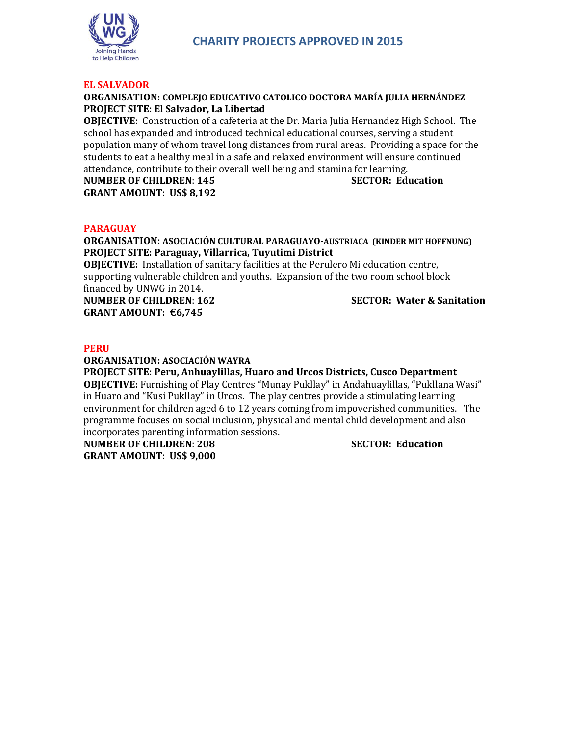# CHARITY PROJECTS APPROVED IN 2015

## EL SALVADOR

**ORGANISATION: COMPLEJO EDUCATIVO CATOLICO DOCTORA MARÍA JULIA HERNÁNDEZ**
**PROJECT SITE: El Salvador, La Libertad**
**OBJECTIVE:** Construction of a cafeteria at the Dr. Maria Julia Hernandez High School. The school has expanded and introduced technical educational courses, serving a student population many of whom travel long distances from rural areas. Providing a space for the students to eat a healthy meal in a safe and relaxed environment will ensure continued attendance, contribute to their overall well being and stamina for learning.
**NUMBER OF CHILDREN**: **145** **SECTOR: Education**
**GRANT AMOUNT: US$ 8,192**

## PARAGUAY

**ORGANISATION: ASOCIACIÓN CULTURAL PARAGUAYO-AUSTRIACA (KINDER MIT HOFFNUNG)**
**PROJECT SITE: Paraguay, Villarrica, Tuyutimi District**
**OBJECTIVE:** Installation of sanitary facilities at the Perulero Mi education centre, supporting vulnerable children and youths. Expansion of the two room school block financed by UNWG in 2014.
**NUMBER OF CHILDREN**: **162** **SECTOR: Water & Sanitation**
**GRANT AMOUNT: €6,745**

## PERU

**ORGANISATION: ASOCIACIÓN WAYRA**
**PROJECT SITE: Peru, Anhuaylillas, Huaro and Urcos Districts, Cusco Department**
**OBJECTIVE:** Furnishing of Play Centres "Munay Pukllay" in Andahuaylillas, "Pukllana Wasi" in Huaro and "Kusi Pukllay" in Urcos. The play centres provide a stimulating learning environment for children aged 6 to 12 years coming from impoverished communities. The programme focuses on social inclusion, physical and mental child development and also incorporates parenting information sessions.
**NUMBER OF CHILDREN**: **208** **SECTOR: Education**
**GRANT AMOUNT: US$ 9,000**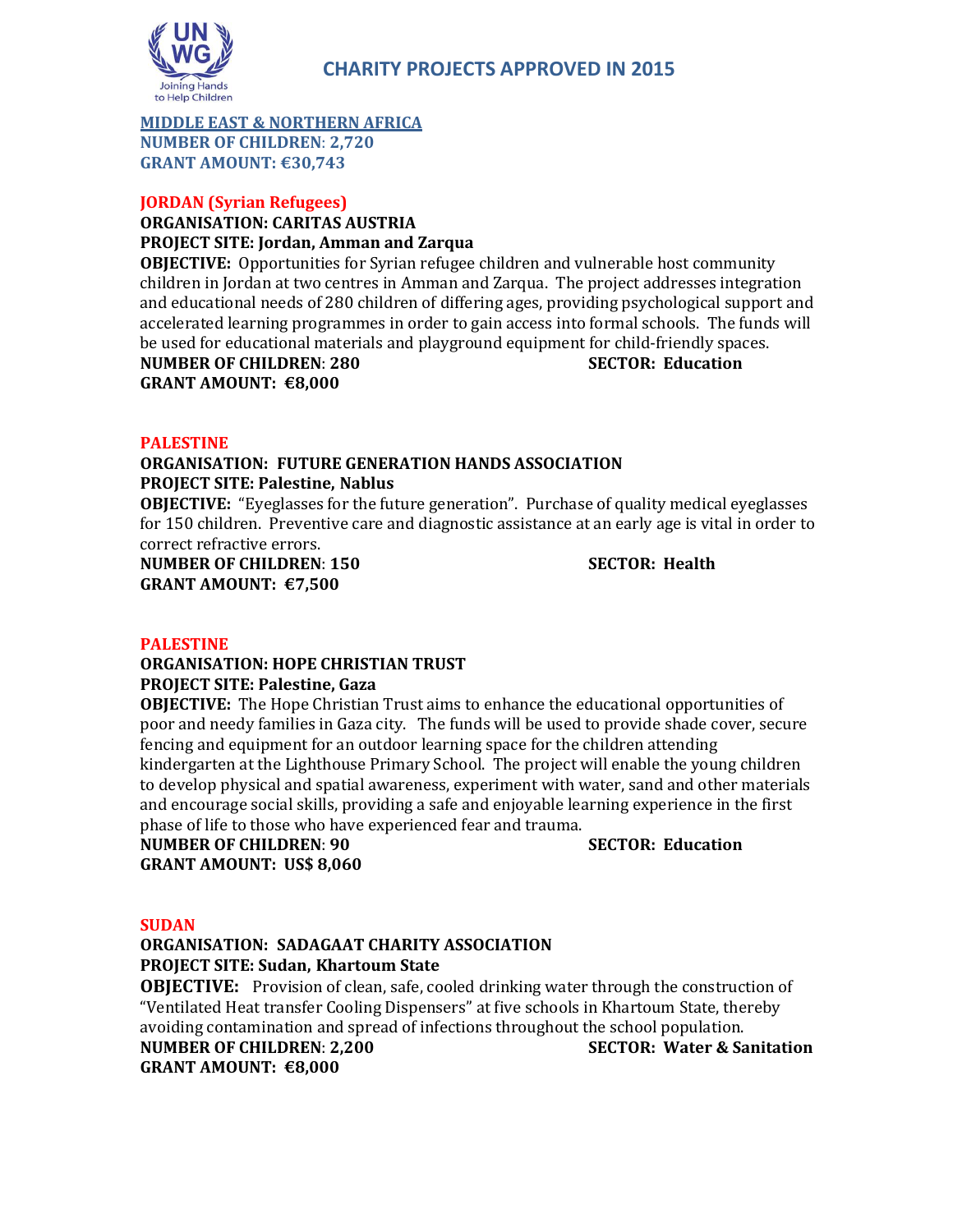# CHARITY PROJECTS APPROVED IN 2015

## MIDDLE EAST & NORTHERN AFRICA

**NUMBER OF CHILDREN**: **2,720**
**GRANT AMOUNT: €30,743**

### JORDAN (Syrian Refugees)

**ORGANISATION: CARITAS AUSTRIA**
**PROJECT SITE: Jordan, Amman and Zarqua**
**OBJECTIVE:** Opportunities for Syrian refugee children and vulnerable host community children in Jordan at two centres in Amman and Zarqua. The project addresses integration and educational needs of 280 children of differing ages, providing psychological support and accelerated learning programmes in order to gain access into formal schools. The funds will be used for educational materials and playground equipment for child-friendly spaces.
**NUMBER OF CHILDREN**: **280** **SECTOR: Education**
**GRANT AMOUNT: €8,000**

### PALESTINE

**ORGANISATION: FUTURE GENERATION HANDS ASSOCIATION**
**PROJECT SITE: Palestine, Nablus**
**OBJECTIVE:** "Eyeglasses for the future generation". Purchase of quality medical eyeglasses for 150 children. Preventive care and diagnostic assistance at an early age is vital in order to correct refractive errors.
**NUMBER OF CHILDREN**: **150** **SECTOR: Health**
**GRANT AMOUNT: €7,500**

### PALESTINE

**ORGANISATION: HOPE CHRISTIAN TRUST**
**PROJECT SITE: Palestine, Gaza**
**OBJECTIVE:** The Hope Christian Trust aims to enhance the educational opportunities of poor and needy families in Gaza city. The funds will be used to provide shade cover, secure fencing and equipment for an outdoor learning space for the children attending kindergarten at the Lighthouse Primary School. The project will enable the young children to develop physical and spatial awareness, experiment with water, sand and other materials and encourage social skills, providing a safe and enjoyable learning experience in the first phase of life to those who have experienced fear and trauma.
**NUMBER OF CHILDREN**: **90** **SECTOR: Education**
**GRANT AMOUNT: US$ 8,060**

### SUDAN

**ORGANISATION: SADAGAAT CHARITY ASSOCIATION**
**PROJECT SITE: Sudan, Khartoum State**
**OBJECTIVE:** Provision of clean, safe, cooled drinking water through the construction of "Ventilated Heat transfer Cooling Dispensers" at five schools in Khartoum State, thereby avoiding contamination and spread of infections throughout the school population.
**NUMBER OF CHILDREN**: **2,200** **SECTOR: Water & Sanitation**
**GRANT AMOUNT: €8,000**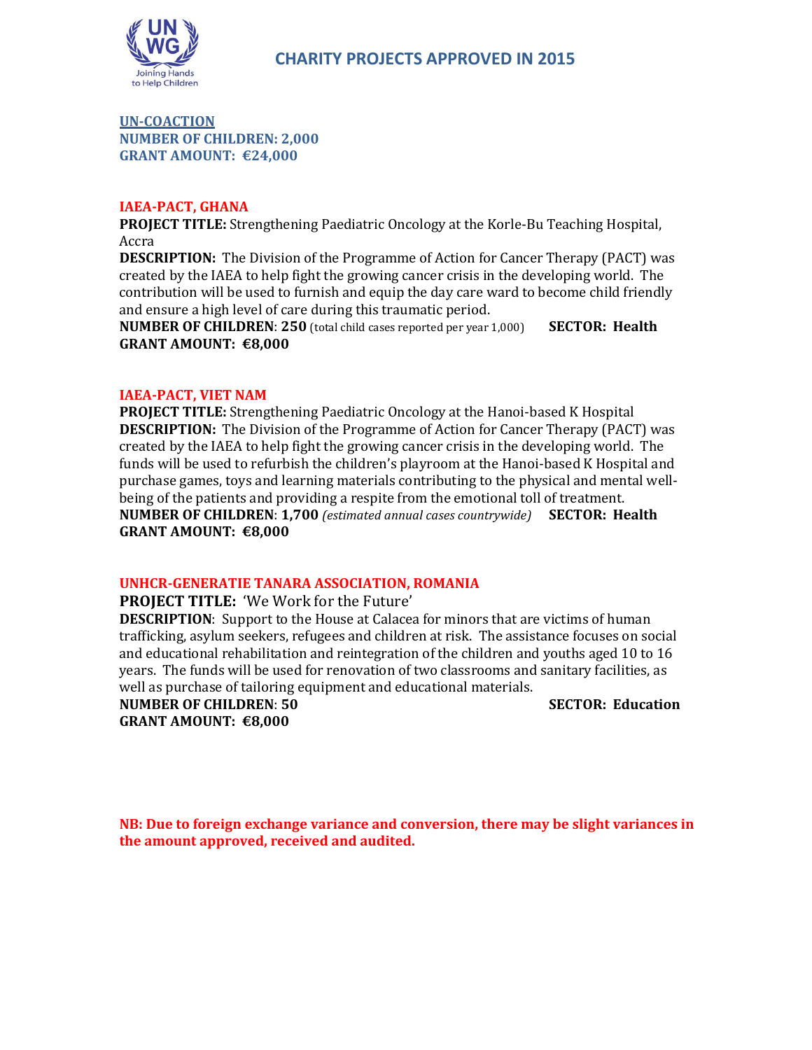# CHARITY PROJECTS APPROVED IN 2015

**UN-COACTION**
**NUMBER OF CHILDREN: 2,000**
**GRANT AMOUNT: €24,000**

## IAEA-PACT, GHANA

**PROJECT TITLE:** Strengthening Paediatric Oncology at the Korle-Bu Teaching Hospital, Accra

**DESCRIPTION:** The Division of the Programme of Action for Cancer Therapy (PACT) was created by the IAEA to help fight the growing cancer crisis in the developing world. The contribution will be used to furnish and equip the day care ward to become child friendly and ensure a high level of care during this traumatic period.

**NUMBER OF CHILDREN**: **250** (total child cases reported per year 1,000) **SECTOR: Health**
**GRANT AMOUNT: €8,000**

## IAEA-PACT, VIET NAM

**PROJECT TITLE:** Strengthening Paediatric Oncology at the Hanoi-based K Hospital

**DESCRIPTION:** The Division of the Programme of Action for Cancer Therapy (PACT) was created by the IAEA to help fight the growing cancer crisis in the developing world. The funds will be used to refurbish the children's playroom at the Hanoi-based K Hospital and purchase games, toys and learning materials contributing to the physical and mental well-being of the patients and providing a respite from the emotional toll of treatment.

**NUMBER OF CHILDREN**: **1,700** *(estimated annual cases countrywide)* **SECTOR: Health**
**GRANT AMOUNT: €8,000**

## UNHCR-GENERATIE TANARA ASSOCIATION, ROMANIA

**PROJECT TITLE:** 'We Work for the Future'

**DESCRIPTION**: Support to the House at Calacea for minors that are victims of human trafficking, asylum seekers, refugees and children at risk. The assistance focuses on social and educational rehabilitation and reintegration of the children and youths aged 10 to 16 years. The funds will be used for renovation of two classrooms and sanitary facilities, as well as purchase of tailoring equipment and educational materials.

**NUMBER OF CHILDREN**: **50** **SECTOR: Education**
**GRANT AMOUNT: €8,000**

**NB: Due to foreign exchange variance and conversion, there may be slight variances in the amount approved, received and audited.**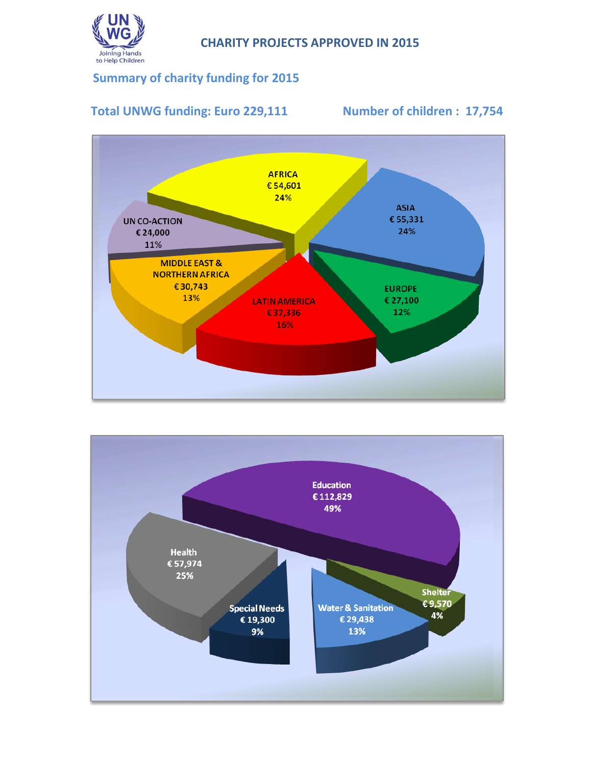UNWG
Joining Hands to Help Children

# CHARITY PROJECTS APPROVED IN 2015

## Summary of charity funding for 2015

**Total UNWG funding: Euro 229,111**

**Number of children : 17,754**

AFRICA
€ 54,601
24%

ASIA
€ 55,331
24%

UN CO-ACTION
€ 24,000
11%

MIDDLE EAST & NORTHERN AFRICA
€ 30,743
13%

LATIN AMERICA
€ 37,336
16%

EUROPE
€ 27,100
12%

Education
€ 112,829
49%

Health
€ 57,974
25%

Special Needs
€ 19,300
9%

Water & Sanitation
€ 29,438
13%

Shelter
€ 9,570
4%